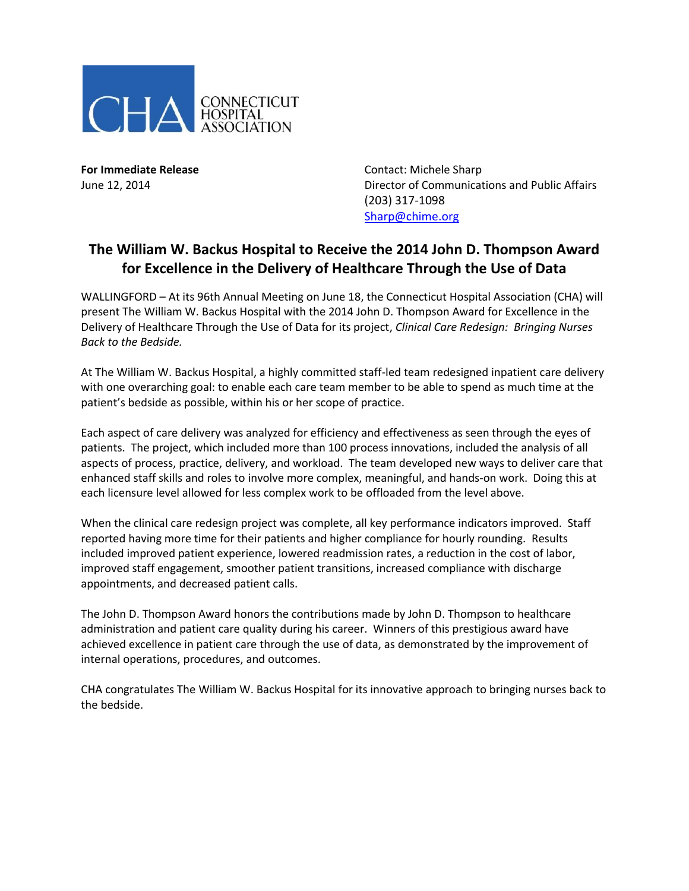CONNECTICUT HOSPITAL ASSOCIATION

**For Immediate Release**
June 12, 2014

Contact: Michele Sharp
Director of Communications and Public Affairs
(203) 317-1098
Sharp@chime.org

## The William W. Backus Hospital to Receive the 2014 John D. Thompson Award for Excellence in the Delivery of Healthcare Through the Use of Data

WALLINGFORD – At its 96th Annual Meeting on June 18, the Connecticut Hospital Association (CHA) will present The William W. Backus Hospital with the 2014 John D. Thompson Award for Excellence in the Delivery of Healthcare Through the Use of Data for its project, *Clinical Care Redesign: Bringing Nurses Back to the Bedside.*

At The William W. Backus Hospital, a highly committed staff-led team redesigned inpatient care delivery with one overarching goal: to enable each care team member to be able to spend as much time at the patient's bedside as possible, within his or her scope of practice.

Each aspect of care delivery was analyzed for efficiency and effectiveness as seen through the eyes of patients. The project, which included more than 100 process innovations, included the analysis of all aspects of process, practice, delivery, and workload. The team developed new ways to deliver care that enhanced staff skills and roles to involve more complex, meaningful, and hands-on work. Doing this at each licensure level allowed for less complex work to be offloaded from the level above.

When the clinical care redesign project was complete, all key performance indicators improved. Staff reported having more time for their patients and higher compliance for hourly rounding. Results included improved patient experience, lowered readmission rates, a reduction in the cost of labor, improved staff engagement, smoother patient transitions, increased compliance with discharge appointments, and decreased patient calls.

The John D. Thompson Award honors the contributions made by John D. Thompson to healthcare administration and patient care quality during his career. Winners of this prestigious award have achieved excellence in patient care through the use of data, as demonstrated by the improvement of internal operations, procedures, and outcomes.

CHA congratulates The William W. Backus Hospital for its innovative approach to bringing nurses back to the bedside.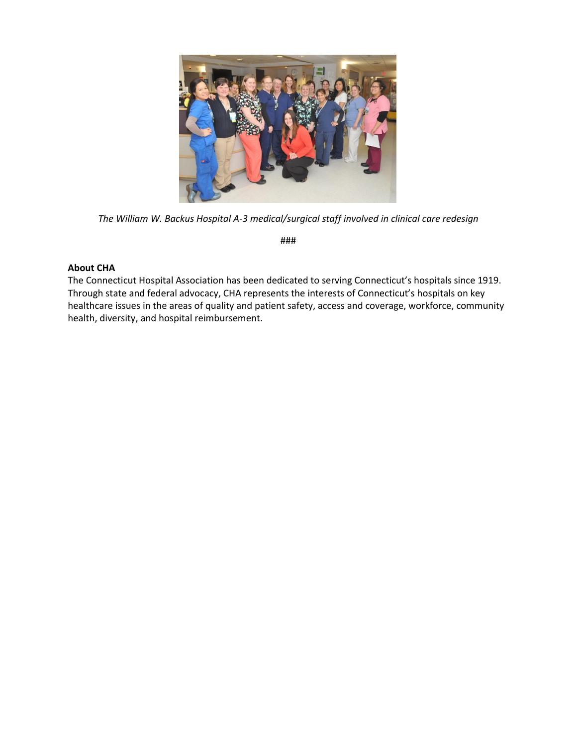*The William W. Backus Hospital A-3 medical/surgical staff involved in clinical care redesign*

###

**About CHA**

The Connecticut Hospital Association has been dedicated to serving Connecticut's hospitals since 1919. Through state and federal advocacy, CHA represents the interests of Connecticut's hospitals on key healthcare issues in the areas of quality and patient safety, access and coverage, workforce, community health, diversity, and hospital reimbursement.